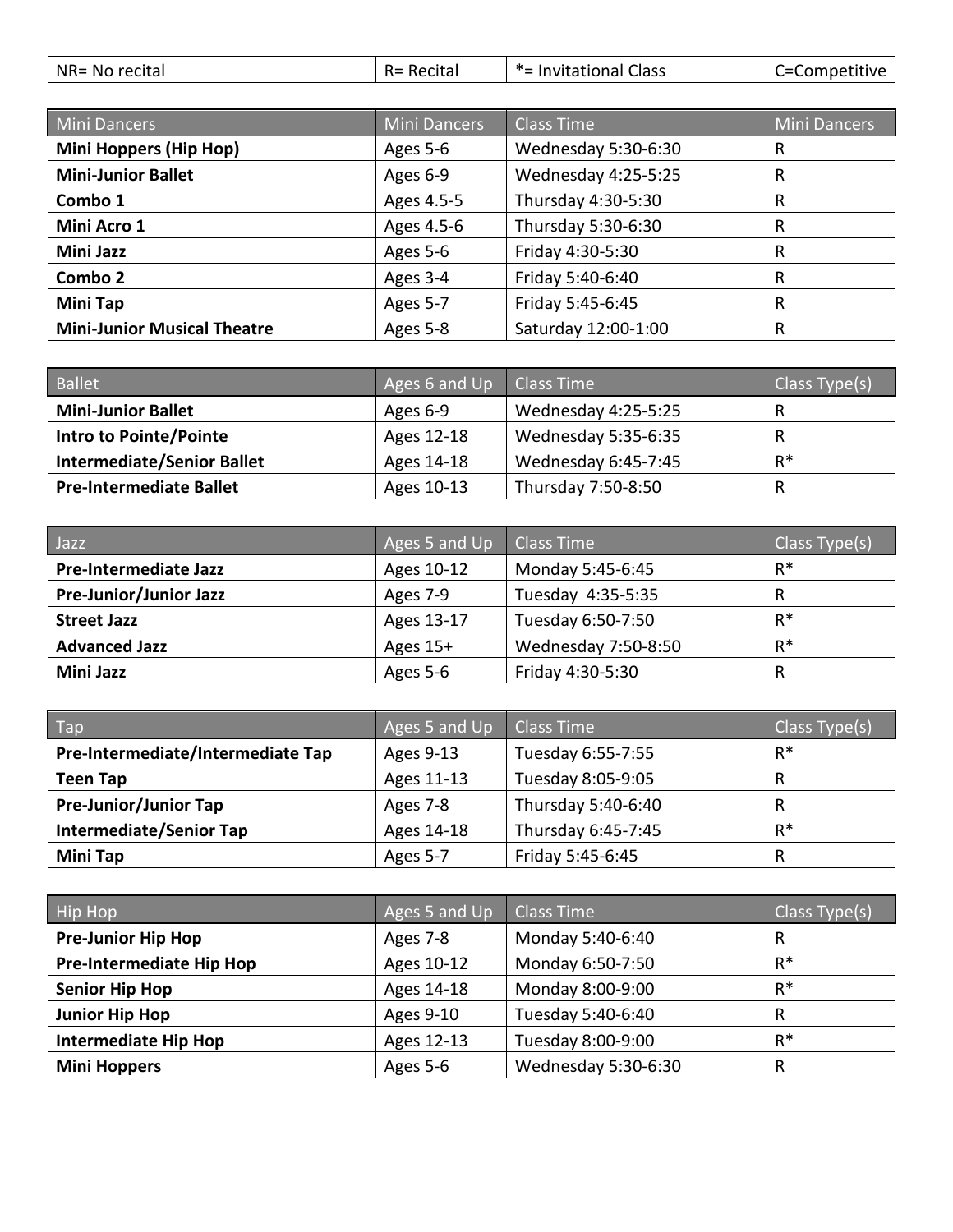| NR= No recital | R= Recital | *= Invitational Class | C=Competitive |
|---|---|---|---|

| Mini Dancers | Mini Dancers | Class Time | Mini Dancers |
|---|---|---|---|
| **Mini Hoppers (Hip Hop)** | Ages 5-6 | Wednesday 5:30-6:30 | R |
| **Mini-Junior Ballet** | Ages 6-9 | Wednesday 4:25-5:25 | R |
| **Combo 1** | Ages 4.5-5 | Thursday 4:30-5:30 | R |
| **Mini Acro 1** | Ages 4.5-6 | Thursday 5:30-6:30 | R |
| **Mini Jazz** | Ages 5-6 | Friday 4:30-5:30 | R |
| **Combo 2** | Ages 3-4 | Friday 5:40-6:40 | R |
| **Mini Tap** | Ages 5-7 | Friday 5:45-6:45 | R |
| **Mini-Junior Musical Theatre** | Ages 5-8 | Saturday 12:00-1:00 | R |

| Ballet | Ages 6 and Up | Class Time | Class Type(s) |
|---|---|---|---|
| **Mini-Junior Ballet** | Ages 6-9 | Wednesday 4:25-5:25 | R |
| **Intro to Pointe/Pointe** | Ages 12-18 | Wednesday 5:35-6:35 | R |
| **Intermediate/Senior Ballet** | Ages 14-18 | Wednesday 6:45-7:45 | R* |
| **Pre-Intermediate Ballet** | Ages 10-13 | Thursday 7:50-8:50 | R |

| Jazz | Ages 5 and Up | Class Time | Class Type(s) |
|---|---|---|---|
| **Pre-Intermediate Jazz** | Ages 10-12 | Monday 5:45-6:45 | R* |
| **Pre-Junior/Junior Jazz** | Ages 7-9 | Tuesday 4:35-5:35 | R |
| **Street Jazz** | Ages 13-17 | Tuesday 6:50-7:50 | R* |
| **Advanced Jazz** | Ages 15+ | Wednesday 7:50-8:50 | R* |
| **Mini Jazz** | Ages 5-6 | Friday 4:30-5:30 | R |

| Tap | Ages 5 and Up | Class Time | Class Type(s) |
|---|---|---|---|
| **Pre-Intermediate/Intermediate Tap** | Ages 9-13 | Tuesday 6:55-7:55 | R* |
| **Teen Tap** | Ages 11-13 | Tuesday 8:05-9:05 | R |
| **Pre-Junior/Junior Tap** | Ages 7-8 | Thursday 5:40-6:40 | R |
| **Intermediate/Senior Tap** | Ages 14-18 | Thursday 6:45-7:45 | R* |
| **Mini Tap** | Ages 5-7 | Friday 5:45-6:45 | R |

| Hip Hop | Ages 5 and Up | Class Time | Class Type(s) |
|---|---|---|---|
| **Pre-Junior Hip Hop** | Ages 7-8 | Monday 5:40-6:40 | R |
| **Pre-Intermediate Hip Hop** | Ages 10-12 | Monday 6:50-7:50 | R* |
| **Senior Hip Hop** | Ages 14-18 | Monday 8:00-9:00 | R* |
| **Junior Hip Hop** | Ages 9-10 | Tuesday 5:40-6:40 | R |
| **Intermediate Hip Hop** | Ages 12-13 | Tuesday 8:00-9:00 | R* |
| **Mini Hoppers** | Ages 5-6 | Wednesday 5:30-6:30 | R |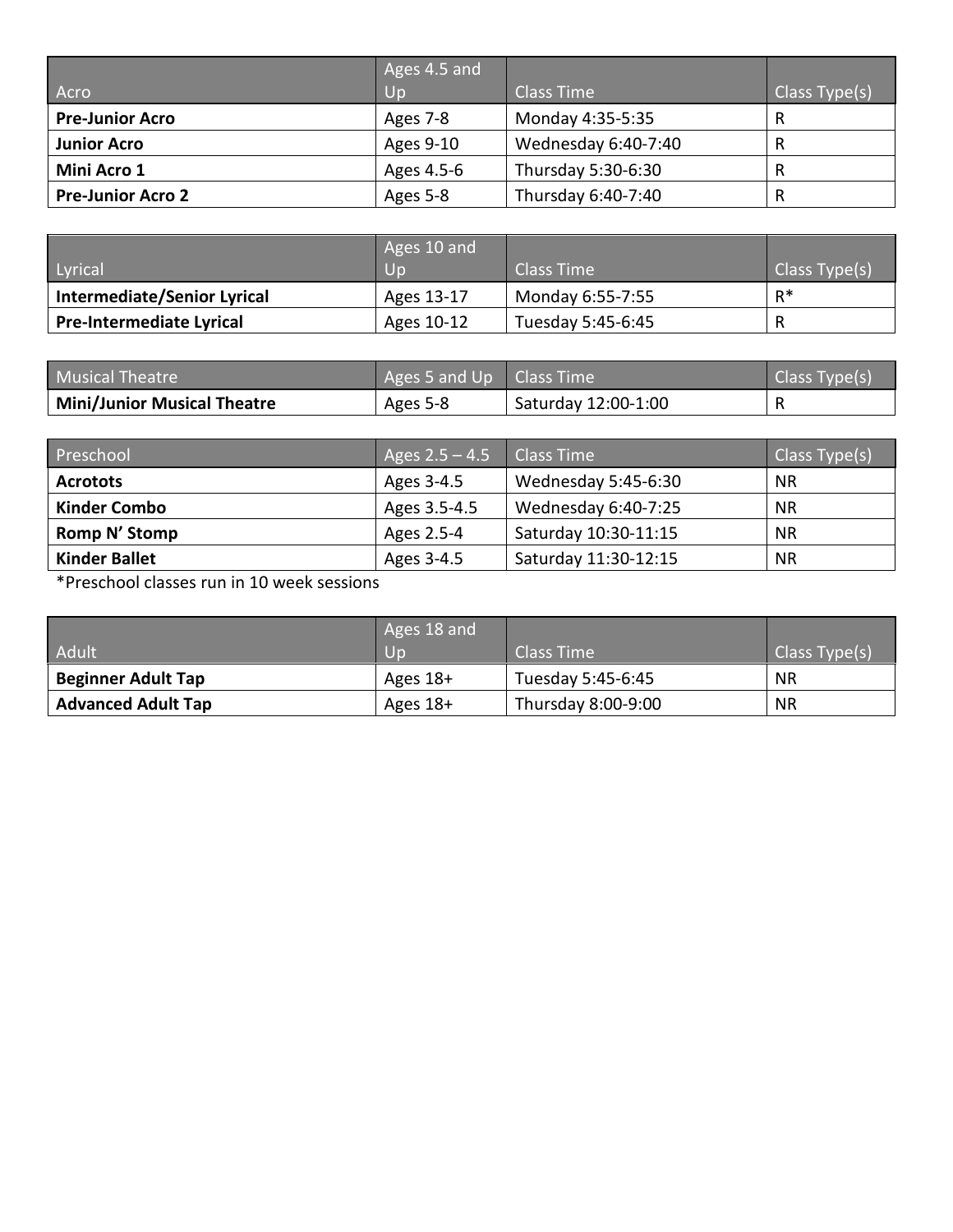| Acro | Ages 4.5 and Up | Class Time | Class Type(s) |
| --- | --- | --- | --- |
| **Pre-Junior Acro** | Ages 7-8 | Monday 4:35-5:35 | R |
| **Junior Acro** | Ages 9-10 | Wednesday 6:40-7:40 | R |
| **Mini Acro 1** | Ages 4.5-6 | Thursday 5:30-6:30 | R |
| **Pre-Junior Acro 2** | Ages 5-8 | Thursday 6:40-7:40 | R |

| Lyrical | Ages 10 and Up | Class Time | Class Type(s) |
| --- | --- | --- | --- |
| **Intermediate/Senior Lyrical** | Ages 13-17 | Monday 6:55-7:55 | R* |
| **Pre-Intermediate Lyrical** | Ages 10-12 | Tuesday 5:45-6:45 | R |

| Musical Theatre | Ages 5 and Up | Class Time | Class Type(s) |
| --- | --- | --- | --- |
| **Mini/Junior Musical Theatre** | Ages 5-8 | Saturday 12:00-1:00 | R |

| Preschool | Ages 2.5 – 4.5 | Class Time | Class Type(s) |
| --- | --- | --- | --- |
| **Acrotots** | Ages 3-4.5 | Wednesday 5:45-6:30 | NR |
| **Kinder Combo** | Ages 3.5-4.5 | Wednesday 6:40-7:25 | NR |
| **Romp N' Stomp** | Ages 2.5-4 | Saturday 10:30-11:15 | NR |
| **Kinder Ballet** | Ages 3-4.5 | Saturday 11:30-12:15 | NR |

*Preschool classes run in 10 week sessions

| Adult | Ages 18 and Up | Class Time | Class Type(s) |
| --- | --- | --- | --- |
| **Beginner Adult Tap** | Ages 18+ | Tuesday 5:45-6:45 | NR |
| **Advanced Adult Tap** | Ages 18+ | Thursday 8:00-9:00 | NR |